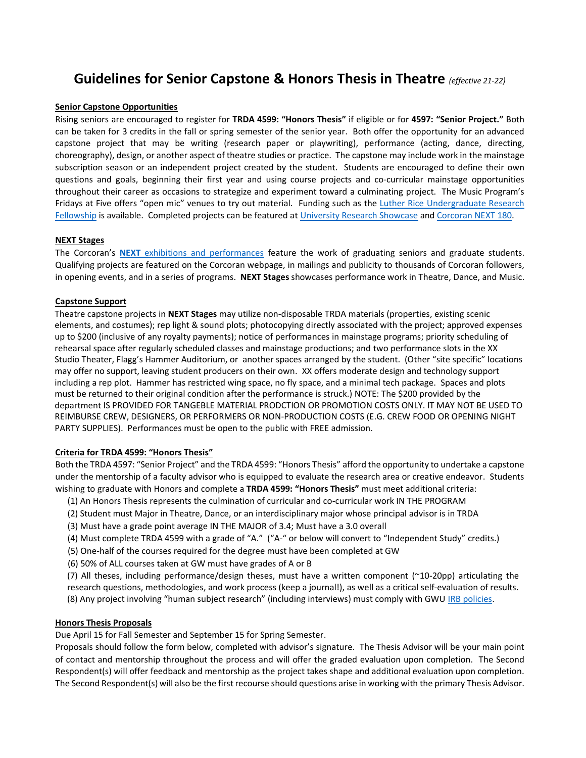# Guidelines for Senior Capstone & Honors Thesis in Theatre *(effective 21-22)*

**Senior Capstone Opportunities**

Rising seniors are encouraged to register for **TRDA 4599: "Honors Thesis"** if eligible or for **4597: "Senior Project."** Both can be taken for 3 credits in the fall or spring semester of the senior year. Both offer the opportunity for an advanced capstone project that may be writing (research paper or playwriting), performance (acting, dance, directing, choreography), design, or another aspect of theatre studies or practice. The capstone may include work in the mainstage subscription season or an independent project created by the student. Students are encouraged to define their own questions and goals, beginning their first year and using course projects and co-curricular mainstage opportunities throughout their career as occasions to strategize and experiment toward a culminating project. The Music Program's Fridays at Five offers "open mic" venues to try out material. Funding such as the Luther Rice Undergraduate Research Fellowship is available. Completed projects can be featured at University Research Showcase and Corcoran NEXT 180.

**NEXT Stages**

The Corcoran's **NEXT** exhibitions and performances feature the work of graduating seniors and graduate students. Qualifying projects are featured on the Corcoran webpage, in mailings and publicity to thousands of Corcoran followers, in opening events, and in a series of programs. **NEXT Stages** showcases performance work in Theatre, Dance, and Music.

**Capstone Support**

Theatre capstone projects in **NEXT Stages** may utilize non-disposable TRDA materials (properties, existing scenic elements, and costumes); rep light & sound plots; photocopying directly associated with the project; approved expenses up to $200 (inclusive of any royalty payments); notice of performances in mainstage programs; priority scheduling of rehearsal space after regularly scheduled classes and mainstage productions; and two performance slots in the XX Studio Theater, Flagg's Hammer Auditorium, or another spaces arranged by the student. (Other "site specific" locations may offer no support, leaving student producers on their own. XX offers moderate design and technology support including a rep plot. Hammer has restricted wing space, no fly space, and a minimal tech package. Spaces and plots must be returned to their original condition after the performance is struck.) NOTE: The $200 provided by the department IS PROVIDED FOR TANGEBLE MATERIAL PRODCTION OR PROMOTION COSTS ONLY. IT MAY NOT BE USED TO REIMBURSE CREW, DESIGNERS, OR PERFORMERS OR NON-PRODUCTION COSTS (E.G. CREW FOOD OR OPENING NIGHT PARTY SUPPLIES). Performances must be open to the public with FREE admission.

**Criteria for TRDA 4599: "Honors Thesis"**

Both the TRDA 4597: "Senior Project" and the TRDA 4599: "Honors Thesis" afford the opportunity to undertake a capstone under the mentorship of a faculty advisor who is equipped to evaluate the research area or creative endeavor. Students wishing to graduate with Honors and complete a **TRDA 4599: "Honors Thesis"** must meet additional criteria:

(1) An Honors Thesis represents the culmination of curricular and co-curricular work IN THE PROGRAM
(2) Student must Major in Theatre, Dance, or an interdisciplinary major whose principal advisor is in TRDA
(3) Must have a grade point average IN THE MAJOR of 3.4; Must have a 3.0 overall
(4) Must complete TRDA 4599 with a grade of "A." ("A-" or below will convert to "Independent Study" credits.)
(5) One-half of the courses required for the degree must have been completed at GW
(6) 50% of ALL courses taken at GW must have grades of A or B
(7) All theses, including performance/design theses, must have a written component (~10-20pp) articulating the research questions, methodologies, and work process (keep a journal!), as well as a critical self-evaluation of results.
(8) Any project involving "human subject research" (including interviews) must comply with GWU IRB policies.

**Honors Thesis Proposals**

Due April 15 for Fall Semester and September 15 for Spring Semester.

Proposals should follow the form below, completed with advisor's signature. The Thesis Advisor will be your main point of contact and mentorship throughout the process and will offer the graded evaluation upon completion. The Second Respondent(s) will offer feedback and mentorship as the project takes shape and additional evaluation upon completion. The Second Respondent(s) will also be the first recourse should questions arise in working with the primary Thesis Advisor.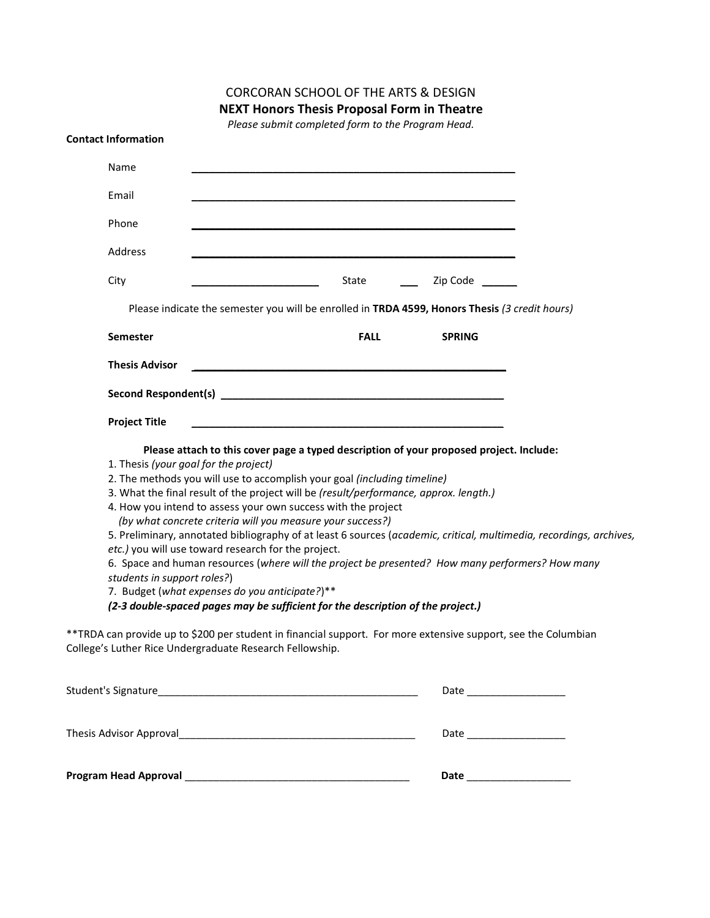CORCORAN SCHOOL OF THE ARTS & DESIGN

**NEXT Honors Thesis Proposal Form in Theatre**

*Please submit completed form to the Program Head.*

**Contact Information**

Name ______________________________________________________

Email ______________________________________________________

Phone ______________________________________________________

Address ______________________________________________________

City ______________________ State ___ Zip Code ______

Please indicate the semester you will be enrolled in **TRDA 4599, Honors Thesis** *(3 credit hours)*

**Semester** **FALL** **SPRING**

**Thesis Advisor** ______________________________________________________

**Second Respondent(s)** ______________________________________________________

**Project Title** ______________________________________________________

**Please attach to this cover page a typed description of your proposed project. Include:**

1. Thesis *(your goal for the project)*
2. The methods you will use to accomplish your goal *(including timeline)*
3. What the final result of the project will be *(result/performance, approx. length.)*
4. How you intend to assess your own success with the project *(by what concrete criteria will you measure your success?)*
5. Preliminary, annotated bibliography of at least 6 sources (*academic, critical, multimedia, recordings, archives, etc.)* you will use toward research for the project.
6. Space and human resources (*where will the project be presented? How many performers? How many students in support roles?*)
7. Budget (*what expenses do you anticipate?*)**

***(2-3 double-spaced pages may be sufficient for the description of the project.)***

**TRDA can provide up to $200 per student in financial support. For more extensive support, see the Columbian College's Luther Rice Undergraduate Research Fellowship.

Student's Signature______________________________________________ Date _________________

Thesis Advisor Approval__________________________________________ Date _________________

**Program Head Approval** ________________________________________ **Date** __________________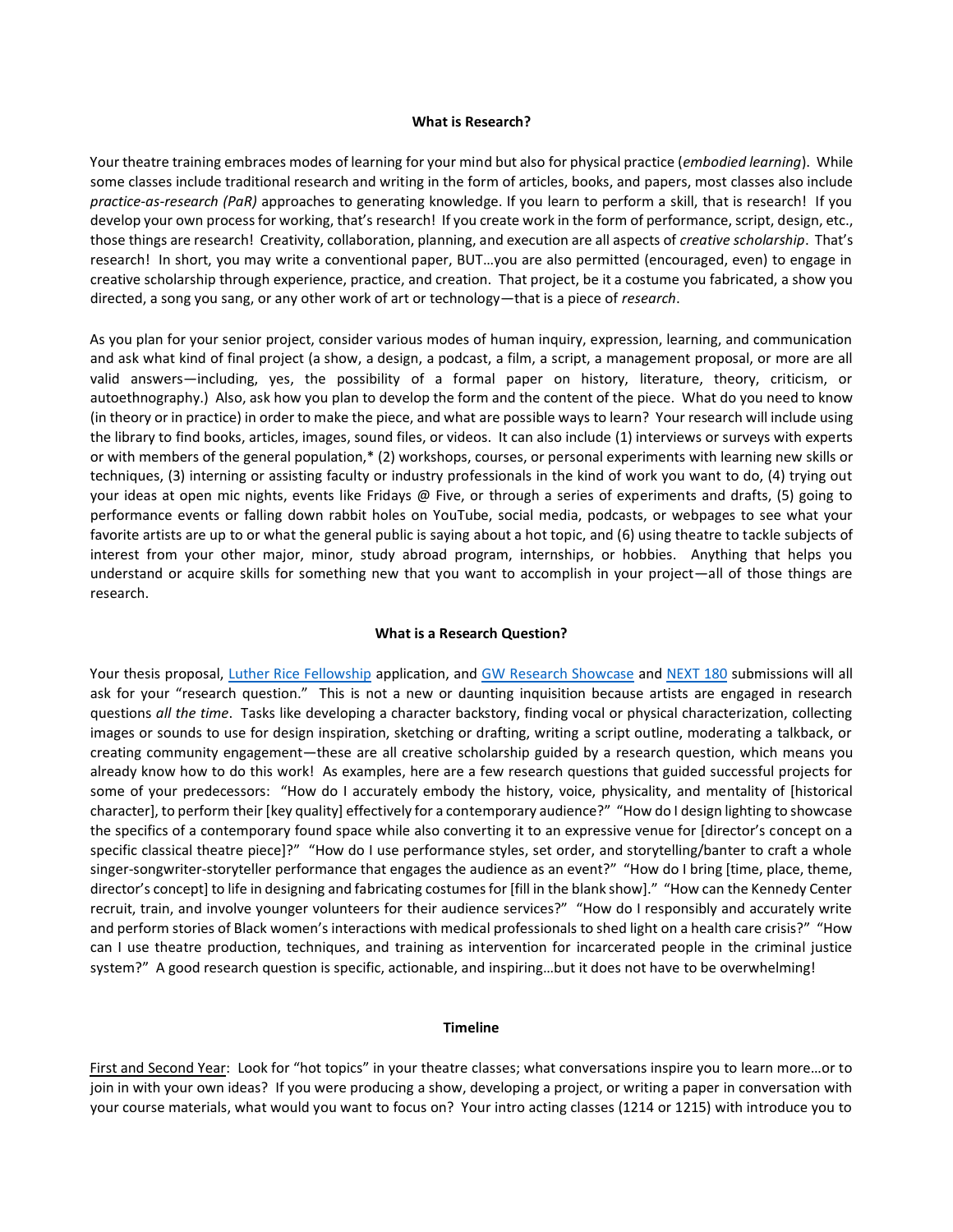**What is Research?**

Your theatre training embraces modes of learning for your mind but also for physical practice (*embodied learning*). While some classes include traditional research and writing in the form of articles, books, and papers, most classes also include *practice-as-research (PaR)* approaches to generating knowledge. If you learn to perform a skill, that is research! If you develop your own process for working, that's research! If you create work in the form of performance, script, design, etc., those things are research! Creativity, collaboration, planning, and execution are all aspects of *creative scholarship*. That's research! In short, you may write a conventional paper, BUT…you are also permitted (encouraged, even) to engage in creative scholarship through experience, practice, and creation. That project, be it a costume you fabricated, a show you directed, a song you sang, or any other work of art or technology—that is a piece of *research*.

As you plan for your senior project, consider various modes of human inquiry, expression, learning, and communication and ask what kind of final project (a show, a design, a podcast, a film, a script, a management proposal, or more are all valid answers—including, yes, the possibility of a formal paper on history, literature, theory, criticism, or autoethnography.) Also, ask how you plan to develop the form and the content of the piece. What do you need to know (in theory or in practice) in order to make the piece, and what are possible ways to learn? Your research will include using the library to find books, articles, images, sound files, or videos. It can also include (1) interviews or surveys with experts or with members of the general population,* (2) workshops, courses, or personal experiments with learning new skills or techniques, (3) interning or assisting faculty or industry professionals in the kind of work you want to do, (4) trying out your ideas at open mic nights, events like Fridays @ Five, or through a series of experiments and drafts, (5) going to performance events or falling down rabbit holes on YouTube, social media, podcasts, or webpages to see what your favorite artists are up to or what the general public is saying about a hot topic, and (6) using theatre to tackle subjects of interest from your other major, minor, study abroad program, internships, or hobbies. Anything that helps you understand or acquire skills for something new that you want to accomplish in your project—all of those things are research.

**What is a Research Question?**

Your thesis proposal, Luther Rice Fellowship application, and GW Research Showcase and NEXT 180 submissions will all ask for your "research question." This is not a new or daunting inquisition because artists are engaged in research questions *all the time*. Tasks like developing a character backstory, finding vocal or physical characterization, collecting images or sounds to use for design inspiration, sketching or drafting, writing a script outline, moderating a talkback, or creating community engagement—these are all creative scholarship guided by a research question, which means you already know how to do this work! As examples, here are a few research questions that guided successful projects for some of your predecessors: "How do I accurately embody the history, voice, physicality, and mentality of [historical character], to perform their [key quality] effectively for a contemporary audience?" "How do I design lighting to showcase the specifics of a contemporary found space while also converting it to an expressive venue for [director's concept on a specific classical theatre piece]?" "How do I use performance styles, set order, and storytelling/banter to craft a whole singer-songwriter-storyteller performance that engages the audience as an event?" "How do I bring [time, place, theme, director's concept] to life in designing and fabricating costumes for [fill in the blank show]." "How can the Kennedy Center recruit, train, and involve younger volunteers for their audience services?" "How do I responsibly and accurately write and perform stories of Black women's interactions with medical professionals to shed light on a health care crisis?" "How can I use theatre production, techniques, and training as intervention for incarcerated people in the criminal justice system?" A good research question is specific, actionable, and inspiring…but it does not have to be overwhelming!

**Timeline**

First and Second Year: Look for "hot topics" in your theatre classes; what conversations inspire you to learn more…or to join in with your own ideas? If you were producing a show, developing a project, or writing a paper in conversation with your course materials, what would you want to focus on? Your intro acting classes (1214 or 1215) with introduce you to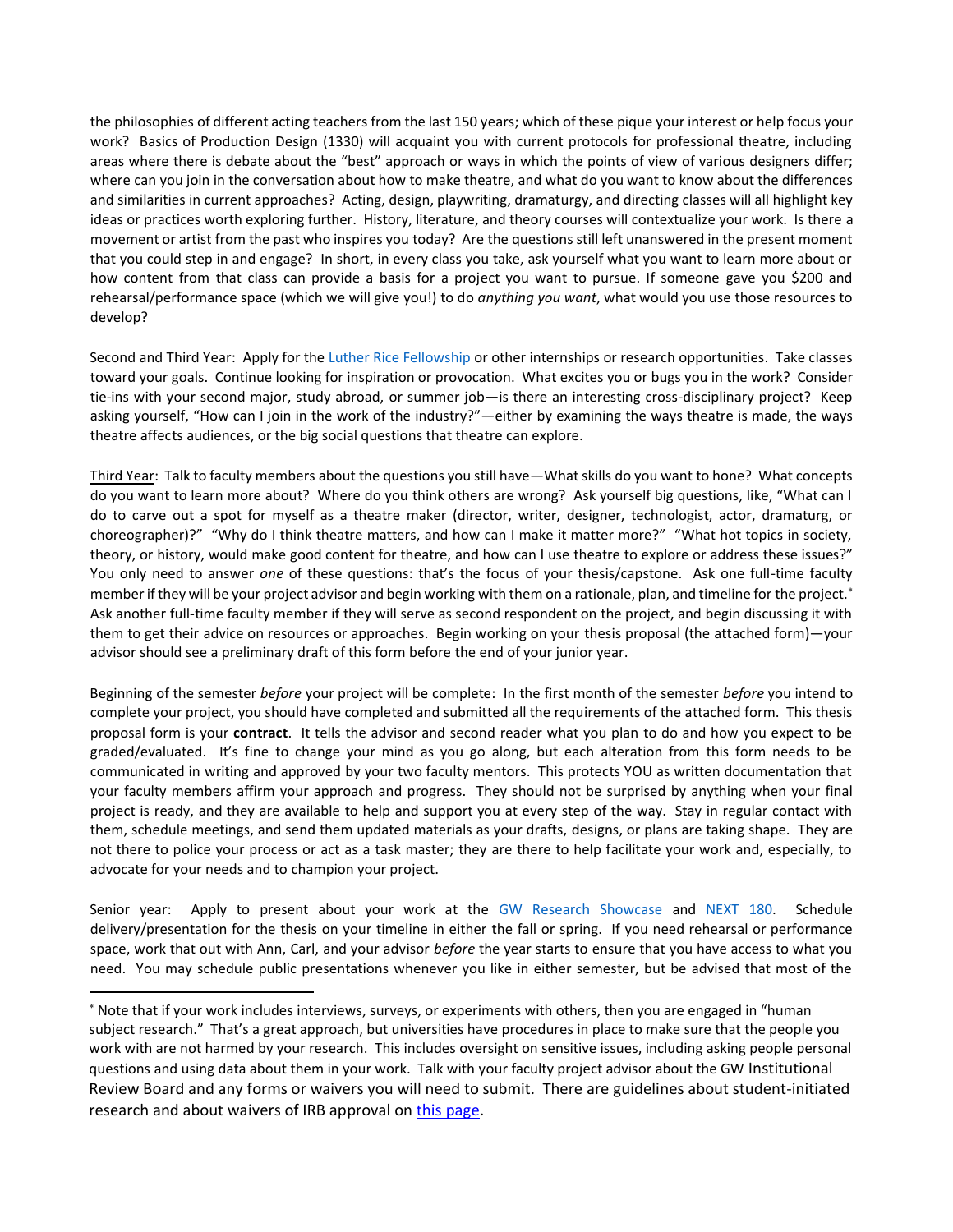the philosophies of different acting teachers from the last 150 years; which of these pique your interest or help focus your work? Basics of Production Design (1330) will acquaint you with current protocols for professional theatre, including areas where there is debate about the "best" approach or ways in which the points of view of various designers differ; where can you join in the conversation about how to make theatre, and what do you want to know about the differences and similarities in current approaches? Acting, design, playwriting, dramaturgy, and directing classes will all highlight key ideas or practices worth exploring further. History, literature, and theory courses will contextualize your work. Is there a movement or artist from the past who inspires you today? Are the questions still left unanswered in the present moment that you could step in and engage? In short, in every class you take, ask yourself what you want to learn more about or how content from that class can provide a basis for a project you want to pursue. If someone gave you $200 and rehearsal/performance space (which we will give you!) to do *anything you want*, what would you use those resources to develop?

Second and Third Year: Apply for the Luther Rice Fellowship or other internships or research opportunities. Take classes toward your goals. Continue looking for inspiration or provocation. What excites you or bugs you in the work? Consider tie-ins with your second major, study abroad, or summer job—is there an interesting cross-disciplinary project? Keep asking yourself, "How can I join in the work of the industry?"—either by examining the ways theatre is made, the ways theatre affects audiences, or the big social questions that theatre can explore.

Third Year: Talk to faculty members about the questions you still have—What skills do you want to hone? What concepts do you want to learn more about? Where do you think others are wrong? Ask yourself big questions, like, "What can I do to carve out a spot for myself as a theatre maker (director, writer, designer, technologist, actor, dramaturg, or choreographer)?" "Why do I think theatre matters, and how can I make it matter more?" "What hot topics in society, theory, or history, would make good content for theatre, and how can I use theatre to explore or address these issues?" You only need to answer *one* of these questions: that's the focus of your thesis/capstone. Ask one full-time faculty member if they will be your project advisor and begin working with them on a rationale, plan, and timeline for the project.[*] Ask another full-time faculty member if they will serve as second respondent on the project, and begin discussing it with them to get their advice on resources or approaches. Begin working on your thesis proposal (the attached form)—your advisor should see a preliminary draft of this form before the end of your junior year.

Beginning of the semester *before* your project will be complete: In the first month of the semester *before* you intend to complete your project, you should have completed and submitted all the requirements of the attached form. This thesis proposal form is your **contract**. It tells the advisor and second reader what you plan to do and how you expect to be graded/evaluated. It's fine to change your mind as you go along, but each alteration from this form needs to be communicated in writing and approved by your two faculty mentors. This protects YOU as written documentation that your faculty members affirm your approach and progress. They should not be surprised by anything when your final project is ready, and they are available to help and support you at every step of the way. Stay in regular contact with them, schedule meetings, and send them updated materials as your drafts, designs, or plans are taking shape. They are not there to police your process or act as a task master; they are there to help facilitate your work and, especially, to advocate for your needs and to champion your project.

Senior year: Apply to present about your work at the GW Research Showcase and NEXT 180. Schedule delivery/presentation for the thesis on your timeline in either the fall or spring. If you need rehearsal or performance space, work that out with Ann, Carl, and your advisor *before* the year starts to ensure that you have access to what you need. You may schedule public presentations whenever you like in either semester, but be advised that most of the

---

[*] Note that if your work includes interviews, surveys, or experiments with others, then you are engaged in "human subject research." That's a great approach, but universities have procedures in place to make sure that the people you work with are not harmed by your research. This includes oversight on sensitive issues, including asking people personal questions and using data about them in your work. Talk with your faculty project advisor about the GW Institutional Review Board and any forms or waivers you will need to submit. There are guidelines about student-initiated research and about waivers of IRB approval on this page.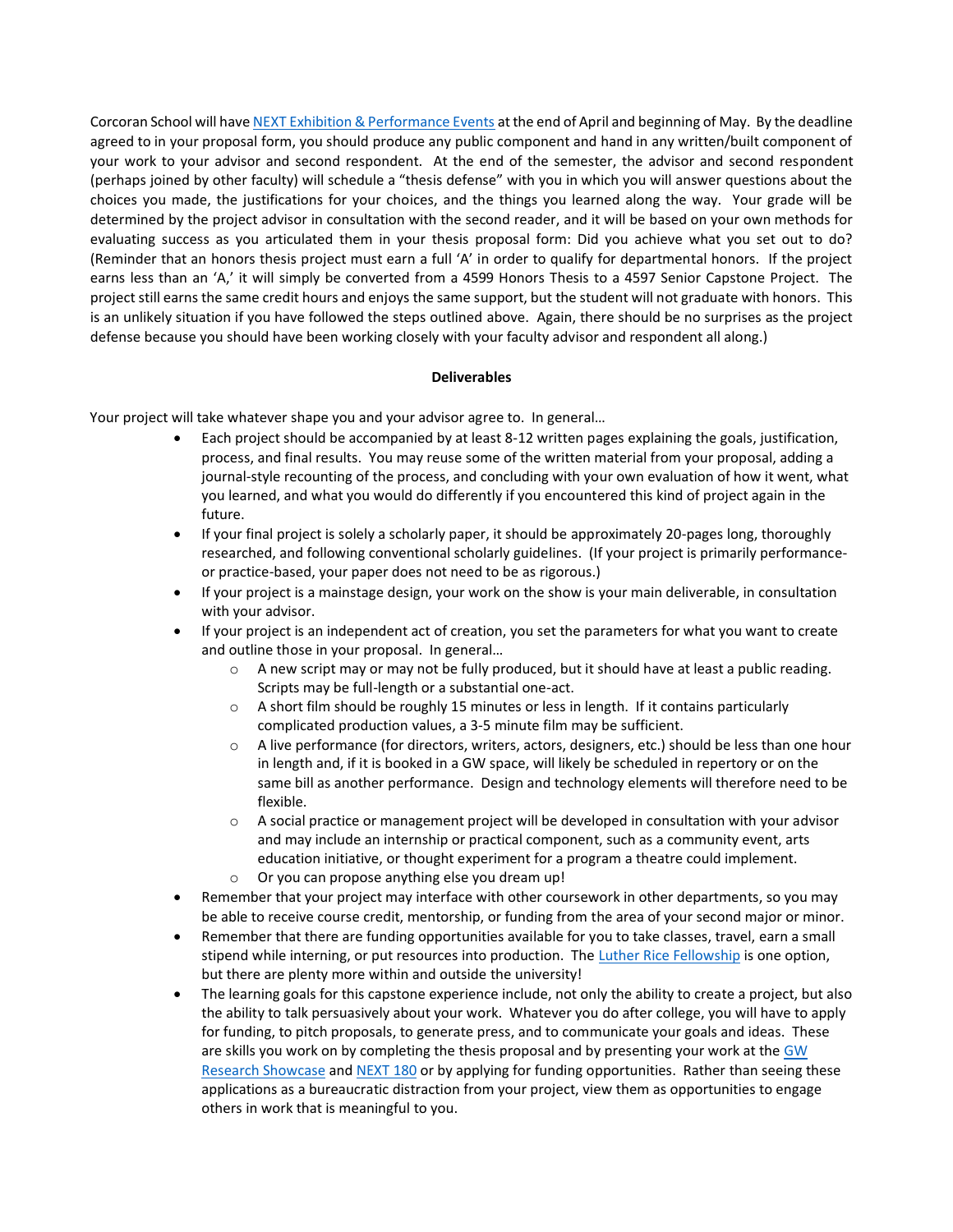Corcoran School will have NEXT Exhibition & Performance Events at the end of April and beginning of May. By the deadline agreed to in your proposal form, you should produce any public component and hand in any written/built component of your work to your advisor and second respondent. At the end of the semester, the advisor and second respondent (perhaps joined by other faculty) will schedule a "thesis defense" with you in which you will answer questions about the choices you made, the justifications for your choices, and the things you learned along the way. Your grade will be determined by the project advisor in consultation with the second reader, and it will be based on your own methods for evaluating success as you articulated them in your thesis proposal form: Did you achieve what you set out to do? (Reminder that an honors thesis project must earn a full 'A' in order to qualify for departmental honors. If the project earns less than an 'A,' it will simply be converted from a 4599 Honors Thesis to a 4597 Senior Capstone Project. The project still earns the same credit hours and enjoys the same support, but the student will not graduate with honors. This is an unlikely situation if you have followed the steps outlined above. Again, there should be no surprises as the project defense because you should have been working closely with your faculty advisor and respondent all along.)

**Deliverables**

Your project will take whatever shape you and your advisor agree to. In general…

- Each project should be accompanied by at least 8-12 written pages explaining the goals, justification, process, and final results. You may reuse some of the written material from your proposal, adding a journal-style recounting of the process, and concluding with your own evaluation of how it went, what you learned, and what you would do differently if you encountered this kind of project again in the future.
- If your final project is solely a scholarly paper, it should be approximately 20-pages long, thoroughly researched, and following conventional scholarly guidelines. (If your project is primarily performance- or practice-based, your paper does not need to be as rigorous.)
- If your project is a mainstage design, your work on the show is your main deliverable, in consultation with your advisor.
- If your project is an independent act of creation, you set the parameters for what you want to create and outline those in your proposal. In general…
  - A new script may or may not be fully produced, but it should have at least a public reading. Scripts may be full-length or a substantial one-act.
  - A short film should be roughly 15 minutes or less in length. If it contains particularly complicated production values, a 3-5 minute film may be sufficient.
  - A live performance (for directors, writers, actors, designers, etc.) should be less than one hour in length and, if it is booked in a GW space, will likely be scheduled in repertory or on the same bill as another performance. Design and technology elements will therefore need to be flexible.
  - A social practice or management project will be developed in consultation with your advisor and may include an internship or practical component, such as a community event, arts education initiative, or thought experiment for a program a theatre could implement.
  - Or you can propose anything else you dream up!
- Remember that your project may interface with other coursework in other departments, so you may be able to receive course credit, mentorship, or funding from the area of your second major or minor.
- Remember that there are funding opportunities available for you to take classes, travel, earn a small stipend while interning, or put resources into production. The Luther Rice Fellowship is one option, but there are plenty more within and outside the university!
- The learning goals for this capstone experience include, not only the ability to create a project, but also the ability to talk persuasively about your work. Whatever you do after college, you will have to apply for funding, to pitch proposals, to generate press, and to communicate your goals and ideas. These are skills you work on by completing the thesis proposal and by presenting your work at the GW Research Showcase and NEXT 180 or by applying for funding opportunities. Rather than seeing these applications as a bureaucratic distraction from your project, view them as opportunities to engage others in work that is meaningful to you.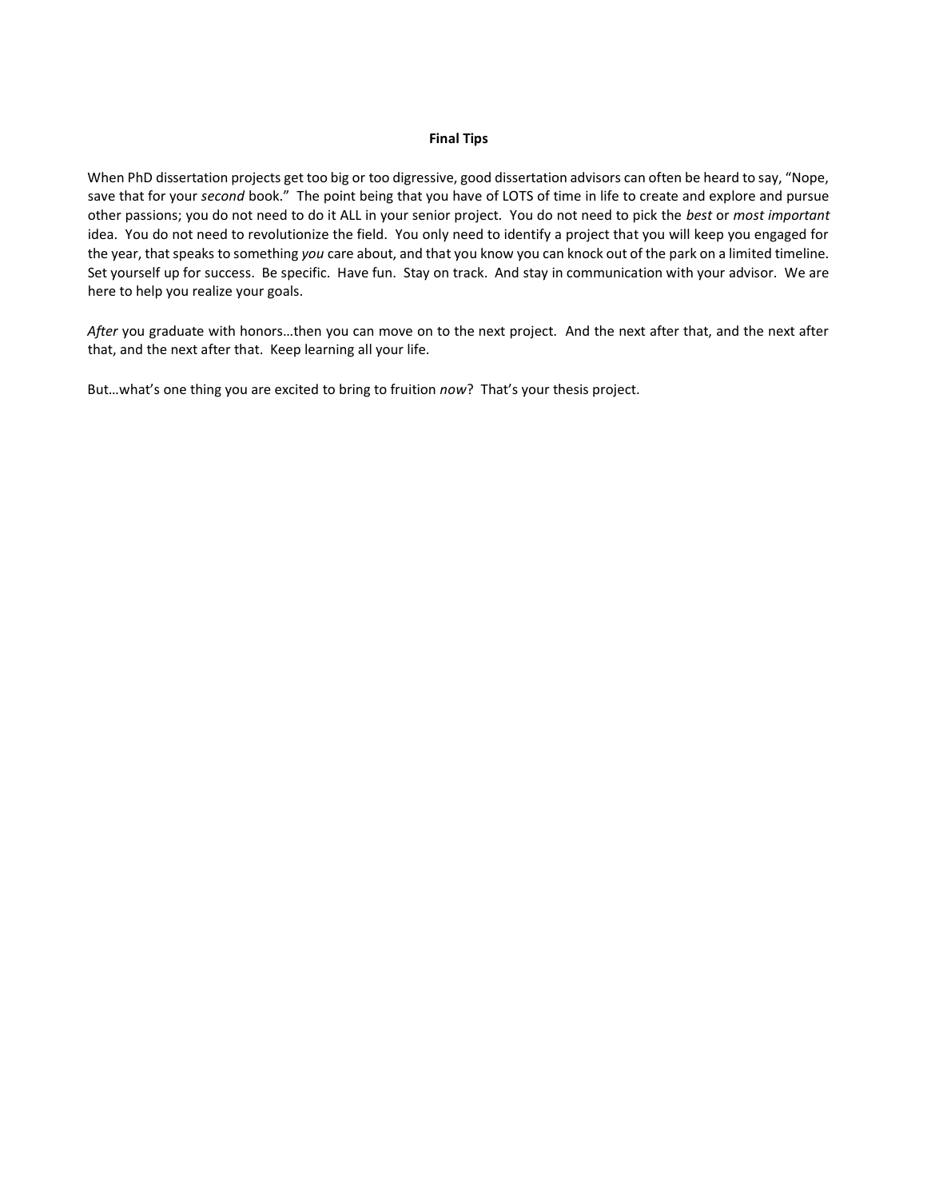**Final Tips**

When PhD dissertation projects get too big or too digressive, good dissertation advisors can often be heard to say, "Nope, save that for your *second* book." The point being that you have of LOTS of time in life to create and explore and pursue other passions; you do not need to do it ALL in your senior project. You do not need to pick the *best* or *most important* idea. You do not need to revolutionize the field. You only need to identify a project that you will keep you engaged for the year, that speaks to something *you* care about, and that you know you can knock out of the park on a limited timeline. Set yourself up for success. Be specific. Have fun. Stay on track. And stay in communication with your advisor. We are here to help you realize your goals.

*After* you graduate with honors…then you can move on to the next project. And the next after that, and the next after that, and the next after that. Keep learning all your life.

But…what's one thing you are excited to bring to fruition *now*? That's your thesis project.